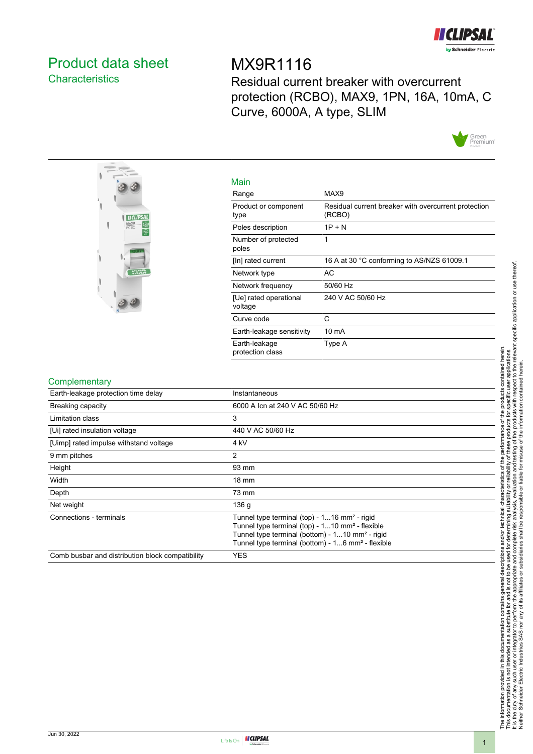# Product data sheet
## Characteristics

# MX9R1116

Residual current breaker with overcurrent protection (RCBO), MAX9, 1PN, 16A, 10mA, C Curve, 6000A, A type, SLIM

## Main

| | |
|---|---|
| Range | MAX9 |
| Product or component type | Residual current breaker with overcurrent protection (RCBO) |
| Poles description | 1P + N |
| Number of protected poles | 1 |
| [In] rated current | 16 A at 30 °C conforming to AS/NZS 61009.1 |
| Network type | AC |
| Network frequency | 50/60 Hz |
| [Ue] rated operational voltage | 240 V AC 50/60 Hz |
| Curve code | C |
| Earth-leakage sensitivity | 10 mA |
| Earth-leakage protection class | Type A |

## Complementary

| | |
|---|---|
| Earth-leakage protection time delay | Instantaneous |
| Breaking capacity | 6000 A Icn at 240 V AC 50/60 Hz |
| Limitation class | 3 |
| [Ui] rated insulation voltage | 440 V AC 50/60 Hz |
| [Uimp] rated impulse withstand voltage | 4 kV |
| 9 mm pitches | 2 |
| Height | 93 mm |
| Width | 18 mm |
| Depth | 73 mm |
| Net weight | 136 g |
| Connections - terminals | Tunnel type terminal (top) - 1...16 mm² - rigid<br>Tunnel type terminal (top) - 1...10 mm² - flexible<br>Tunnel type terminal (bottom) - 1...10 mm² - rigid<br>Tunnel type terminal (bottom) - 1...6 mm² - flexible |
| Comb busbar and distribution block compatibility | YES |

The information provided in this documentation contains general descriptions and/or technical characteristics of the performance of the products contained herein. This documentation is not intended as a substitute for and is not to be used for determining suitability or reliability of these products for specific user applications. It is the duty of any such user or integrator to perform the appropriate and complete risk analysis, evaluation and testing of the products with respect to the relevant specific application or use thereof. Neither Schneider Electric Industries SAS nor any of its affiliates or subsidiaries shall be responsible or liable for misuse of the information contained herein.

Jun 30, 2022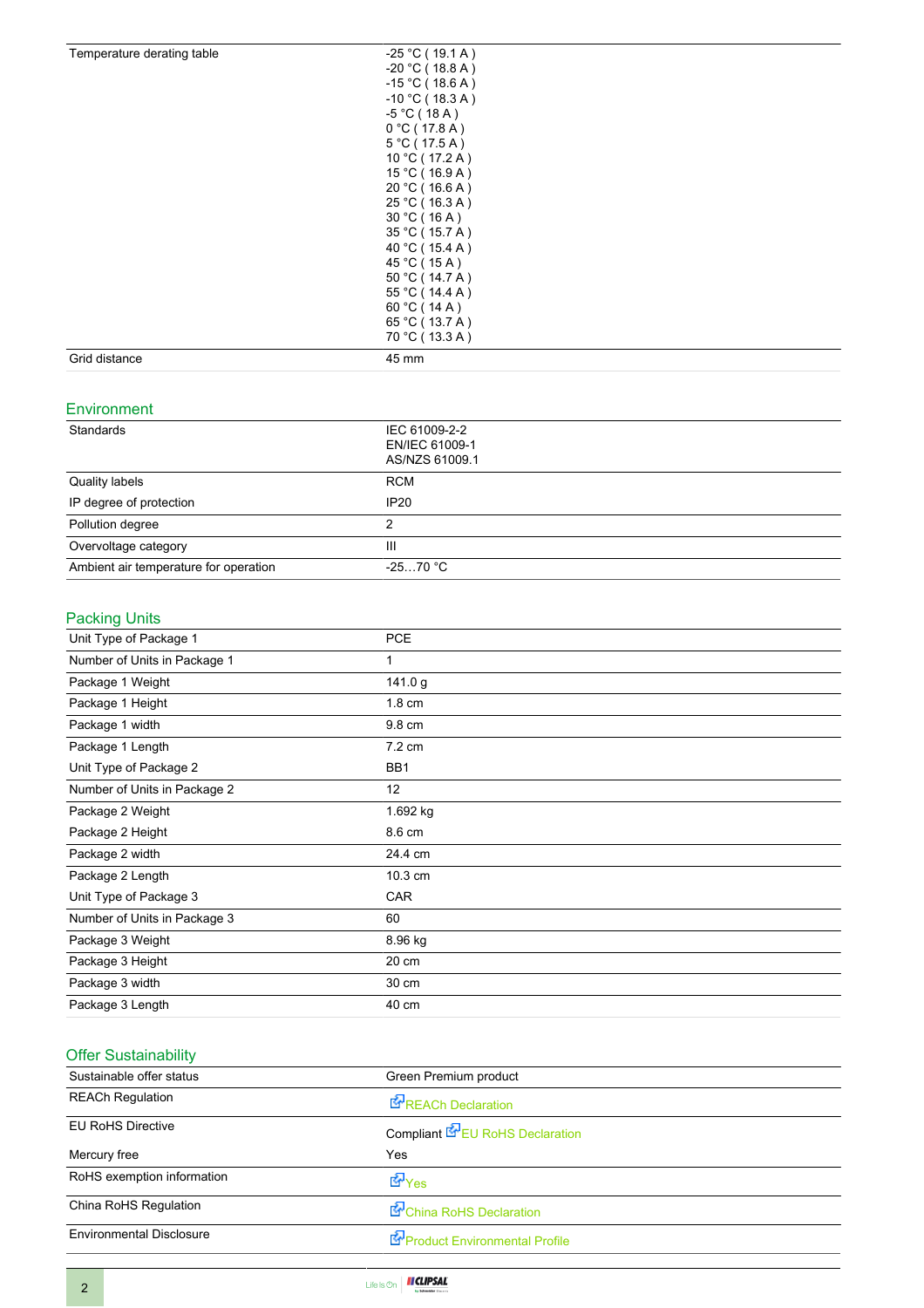| | |
|---|---|
| Temperature derating table | -25 °C ( 19.1 A )<br>-20 °C ( 18.8 A )<br>-15 °C ( 18.6 A )<br>-10 °C ( 18.3 A )<br>-5 °C ( 18 A )<br>0 °C ( 17.8 A )<br>5 °C ( 17.5 A )<br>10 °C ( 17.2 A )<br>15 °C ( 16.9 A )<br>20 °C ( 16.6 A )<br>25 °C ( 16.3 A )<br>30 °C ( 16 A )<br>35 °C ( 15.7 A )<br>40 °C ( 15.4 A )<br>45 °C ( 15 A )<br>50 °C ( 14.7 A )<br>55 °C ( 14.4 A )<br>60 °C ( 14 A )<br>65 °C ( 13.7 A )<br>70 °C ( 13.3 A ) |
| Grid distance | 45 mm |

## Environment

| | |
|---|---|
| Standards | IEC 61009-2-2<br>EN/IEC 61009-1<br>AS/NZS 61009.1 |
| Quality labels | RCM |
| IP degree of protection | IP20 |
| Pollution degree | 2 |
| Overvoltage category | III |
| Ambient air temperature for operation | -25…70 °C |

## Packing Units

| | |
|---|---|
| Unit Type of Package 1 | PCE |
| Number of Units in Package 1 | 1 |
| Package 1 Weight | 141.0 g |
| Package 1 Height | 1.8 cm |
| Package 1 width | 9.8 cm |
| Package 1 Length | 7.2 cm |
| Unit Type of Package 2 | BB1 |
| Number of Units in Package 2 | 12 |
| Package 2 Weight | 1.692 kg |
| Package 2 Height | 8.6 cm |
| Package 2 width | 24.4 cm |
| Package 2 Length | 10.3 cm |
| Unit Type of Package 3 | CAR |
| Number of Units in Package 3 | 60 |
| Package 3 Weight | 8.96 kg |
| Package 3 Height | 20 cm |
| Package 3 width | 30 cm |
| Package 3 Length | 40 cm |

## Offer Sustainability

| | |
|---|---|
| Sustainable offer status | Green Premium product |
| REACh Regulation | REACh Declaration |
| EU RoHS Directive | Compliant EU RoHS Declaration |
| Mercury free | Yes |
| RoHS exemption information | Yes |
| China RoHS Regulation | China RoHS Declaration |
| Environmental Disclosure | Product Environmental Profile |